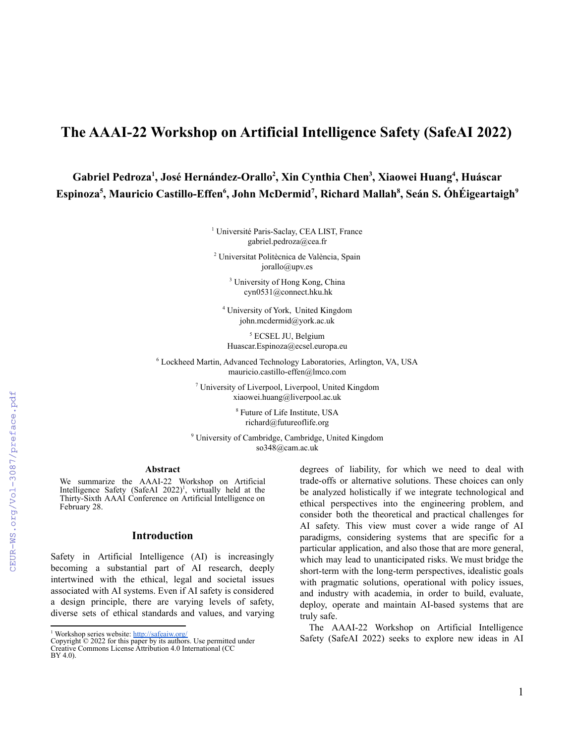# The AAAI-22 Workshop on Artificial Intelligence Safety (SafeAI 2022)

**Gabriel Pedroza[1], José Hernández-Orallo[2], Xin Cynthia Chen[3], Xiaowei Huang[4], Huáscar Espinoza[5], Mauricio Castillo-Effen[6], John McDermid[7], Richard Mallah[8], Seán S. ÓhÉigeartaigh[9]**

[1] Université Paris-Saclay, CEA LIST, France
gabriel.pedroza@cea.fr

[2] Universitat Politècnica de València, Spain
jorallo@upv.es

[3] University of Hong Kong, China
cyn0531@connect.hku.hk

[4] University of York, United Kingdom
john.mcdermid@york.ac.uk

[5] ECSEL JU, Belgium
Huascar.Espinoza@ecsel.europa.eu

[6] Lockheed Martin, Advanced Technology Laboratories, Arlington, VA, USA
mauricio.castillo-effen@lmco.com

[7] University of Liverpool, Liverpool, United Kingdom
xiaowei.huang@liverpool.ac.uk

[8] Future of Life Institute, USA
richard@futureoflife.org

[9] University of Cambridge, Cambridge, United Kingdom
so348@cam.ac.uk

## Abstract

We summarize the AAAI-22 Workshop on Artificial Intelligence Safety (SafeAI 2022)[1], virtually held at the Thirty-Sixth AAAI Conference on Artificial Intelligence on February 28.

## Introduction

Safety in Artificial Intelligence (AI) is increasingly becoming a substantial part of AI research, deeply intertwined with the ethical, legal and societal issues associated with AI systems. Even if AI safety is considered a design principle, there are varying levels of safety, diverse sets of ethical standards and values, and varying degrees of liability, for which we need to deal with trade-offs or alternative solutions. These choices can only be analyzed holistically if we integrate technological and ethical perspectives into the engineering problem, and consider both the theoretical and practical challenges for AI safety. This view must cover a wide range of AI paradigms, considering systems that are specific for a particular application, and also those that are more general, which may lead to unanticipated risks. We must bridge the short-term with the long-term perspectives, idealistic goals with pragmatic solutions, operational with policy issues, and industry with academia, in order to build, evaluate, deploy, operate and maintain AI-based systems that are truly safe.

The AAAI-22 Workshop on Artificial Intelligence Safety (SafeAI 2022) seeks to explore new ideas in AI

---

[1] Workshop series website: http://safeaiw.org/

Copyright © 2022 for this paper by its authors. Use permitted under Creative Commons License Attribution 4.0 International (CC BY 4.0).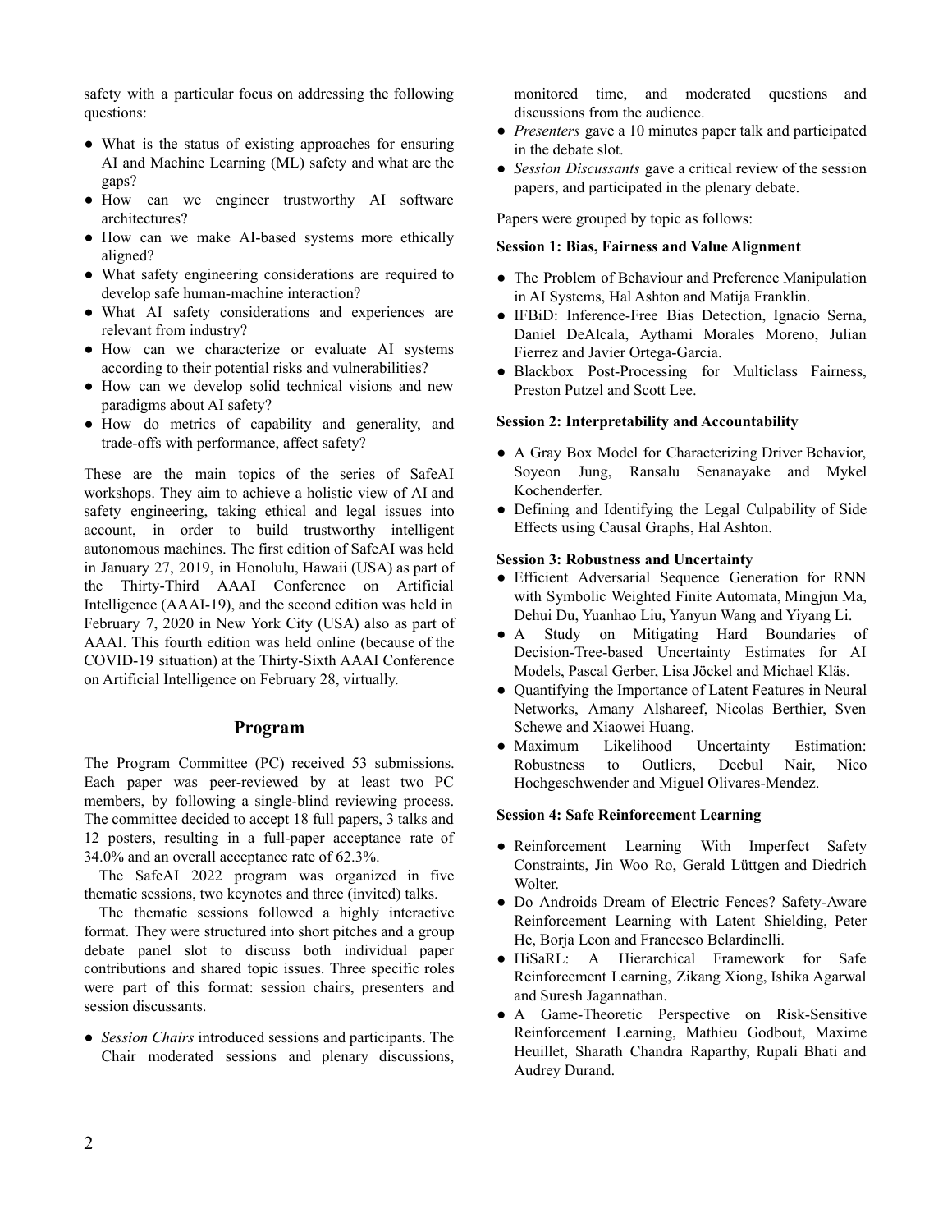safety with a particular focus on addressing the following questions:

- What is the status of existing approaches for ensuring AI and Machine Learning (ML) safety and what are the gaps?
- How can we engineer trustworthy AI software architectures?
- How can we make AI-based systems more ethically aligned?
- What safety engineering considerations are required to develop safe human-machine interaction?
- What AI safety considerations and experiences are relevant from industry?
- How can we characterize or evaluate AI systems according to their potential risks and vulnerabilities?
- How can we develop solid technical visions and new paradigms about AI safety?
- How do metrics of capability and generality, and trade-offs with performance, affect safety?

These are the main topics of the series of SafeAI workshops. They aim to achieve a holistic view of AI and safety engineering, taking ethical and legal issues into account, in order to build trustworthy intelligent autonomous machines. The first edition of SafeAI was held in January 27, 2019, in Honolulu, Hawaii (USA) as part of the Thirty-Third AAAI Conference on Artificial Intelligence (AAAI-19), and the second edition was held in February 7, 2020 in New York City (USA) also as part of AAAI. This fourth edition was held online (because of the COVID-19 situation) at the Thirty-Sixth AAAI Conference on Artificial Intelligence on February 28, virtually.

## Program

The Program Committee (PC) received 53 submissions. Each paper was peer-reviewed by at least two PC members, by following a single-blind reviewing process. The committee decided to accept 18 full papers, 3 talks and 12 posters, resulting in a full-paper acceptance rate of 34.0% and an overall acceptance rate of 62.3%.

The SafeAI 2022 program was organized in five thematic sessions, two keynotes and three (invited) talks.

The thematic sessions followed a highly interactive format. They were structured into short pitches and a group debate panel slot to discuss both individual paper contributions and shared topic issues. Three specific roles were part of this format: session chairs, presenters and session discussants.

- *Session Chairs* introduced sessions and participants. The Chair moderated sessions and plenary discussions, monitored time, and moderated questions and discussions from the audience.
- *Presenters* gave a 10 minutes paper talk and participated in the debate slot.
- *Session Discussants* gave a critical review of the session papers, and participated in the plenary debate.

Papers were grouped by topic as follows:

**Session 1: Bias, Fairness and Value Alignment**

- The Problem of Behaviour and Preference Manipulation in AI Systems, Hal Ashton and Matija Franklin.
- IFBiD: Inference-Free Bias Detection, Ignacio Serna, Daniel DeAlcala, Aythami Morales Moreno, Julian Fierrez and Javier Ortega-Garcia.
- Blackbox Post-Processing for Multiclass Fairness, Preston Putzel and Scott Lee.

**Session 2: Interpretability and Accountability**

- A Gray Box Model for Characterizing Driver Behavior, Soyeon Jung, Ransalu Senanayake and Mykel Kochenderfer.
- Defining and Identifying the Legal Culpability of Side Effects using Causal Graphs, Hal Ashton.

**Session 3: Robustness and Uncertainty**

- Efficient Adversarial Sequence Generation for RNN with Symbolic Weighted Finite Automata, Mingjun Ma, Dehui Du, Yuanhao Liu, Yanyun Wang and Yiyang Li.
- A Study on Mitigating Hard Boundaries of Decision-Tree-based Uncertainty Estimates for AI Models, Pascal Gerber, Lisa Jöckel and Michael Kläs.
- Quantifying the Importance of Latent Features in Neural Networks, Amany Alshareef, Nicolas Berthier, Sven Schewe and Xiaowei Huang.
- Maximum Likelihood Uncertainty Estimation: Robustness to Outliers, Deebul Nair, Nico Hochgeschwender and Miguel Olivares-Mendez.

**Session 4: Safe Reinforcement Learning**

- Reinforcement Learning With Imperfect Safety Constraints, Jin Woo Ro, Gerald Lüttgen and Diedrich Wolter.
- Do Androids Dream of Electric Fences? Safety-Aware Reinforcement Learning with Latent Shielding, Peter He, Borja Leon and Francesco Belardinelli.
- HiSaRL: A Hierarchical Framework for Safe Reinforcement Learning, Zikang Xiong, Ishika Agarwal and Suresh Jagannathan.
- A Game-Theoretic Perspective on Risk-Sensitive Reinforcement Learning, Mathieu Godbout, Maxime Heuillet, Sharath Chandra Raparthy, Rupali Bhati and Audrey Durand.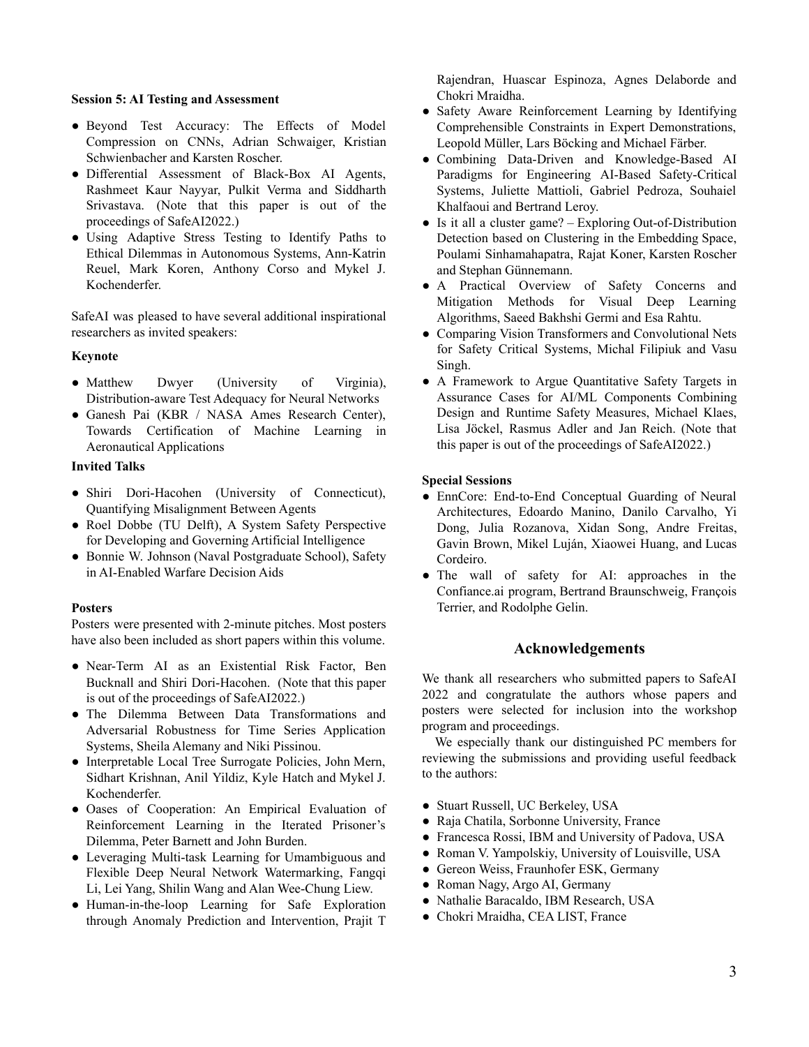**Session 5: AI Testing and Assessment**

- Beyond Test Accuracy: The Effects of Model Compression on CNNs, Adrian Schwaiger, Kristian Schwienbacher and Karsten Roscher.
- Differential Assessment of Black-Box AI Agents, Rashmeet Kaur Nayyar, Pulkit Verma and Siddharth Srivastava. (Note that this paper is out of the proceedings of SafeAI2022.)
- Using Adaptive Stress Testing to Identify Paths to Ethical Dilemmas in Autonomous Systems, Ann-Katrin Reuel, Mark Koren, Anthony Corso and Mykel J. Kochenderfer.

SafeAI was pleased to have several additional inspirational researchers as invited speakers:

**Keynote**

- Matthew Dwyer (University of Virginia), Distribution-aware Test Adequacy for Neural Networks
- Ganesh Pai (KBR / NASA Ames Research Center), Towards Certification of Machine Learning in Aeronautical Applications

**Invited Talks**

- Shiri Dori-Hacohen (University of Connecticut), Quantifying Misalignment Between Agents
- Roel Dobbe (TU Delft), A System Safety Perspective for Developing and Governing Artificial Intelligence
- Bonnie W. Johnson (Naval Postgraduate School), Safety in AI-Enabled Warfare Decision Aids

**Posters**

Posters were presented with 2-minute pitches. Most posters have also been included as short papers within this volume.

- Near-Term AI as an Existential Risk Factor, Ben Bucknall and Shiri Dori-Hacohen. (Note that this paper is out of the proceedings of SafeAI2022.)
- The Dilemma Between Data Transformations and Adversarial Robustness for Time Series Application Systems, Sheila Alemany and Niki Pissinou.
- Interpretable Local Tree Surrogate Policies, John Mern, Sidhart Krishnan, Anil Yildiz, Kyle Hatch and Mykel J. Kochenderfer.
- Oases of Cooperation: An Empirical Evaluation of Reinforcement Learning in the Iterated Prisoner's Dilemma, Peter Barnett and John Burden.
- Leveraging Multi-task Learning for Umambiguous and Flexible Deep Neural Network Watermarking, Fangqi Li, Lei Yang, Shilin Wang and Alan Wee-Chung Liew.
- Human-in-the-loop Learning for Safe Exploration through Anomaly Prediction and Intervention, Prajit T Rajendran, Huascar Espinoza, Agnes Delaborde and Chokri Mraidha.
- Safety Aware Reinforcement Learning by Identifying Comprehensible Constraints in Expert Demonstrations, Leopold Müller, Lars Böcking and Michael Färber.
- Combining Data-Driven and Knowledge-Based AI Paradigms for Engineering AI-Based Safety-Critical Systems, Juliette Mattioli, Gabriel Pedroza, Souhaiel Khalfaoui and Bertrand Leroy.
- Is it all a cluster game? – Exploring Out-of-Distribution Detection based on Clustering in the Embedding Space, Poulami Sinhamahapatra, Rajat Koner, Karsten Roscher and Stephan Günnemann.
- A Practical Overview of Safety Concerns and Mitigation Methods for Visual Deep Learning Algorithms, Saeed Bakhshi Germi and Esa Rahtu.
- Comparing Vision Transformers and Convolutional Nets for Safety Critical Systems, Michal Filipiuk and Vasu Singh.
- A Framework to Argue Quantitative Safety Targets in Assurance Cases for AI/ML Components Combining Design and Runtime Safety Measures, Michael Klaes, Lisa Jöckel, Rasmus Adler and Jan Reich. (Note that this paper is out of the proceedings of SafeAI2022.)

**Special Sessions**

- EnnCore: End-to-End Conceptual Guarding of Neural Architectures, Edoardo Manino, Danilo Carvalho, Yi Dong, Julia Rozanova, Xidan Song, Andre Freitas, Gavin Brown, Mikel Luján, Xiaowei Huang, and Lucas Cordeiro.
- The wall of safety for AI: approaches in the Confiance.ai program, Bertrand Braunschweig, François Terrier, and Rodolphe Gelin.

## Acknowledgements

We thank all researchers who submitted papers to SafeAI 2022 and congratulate the authors whose papers and posters were selected for inclusion into the workshop program and proceedings.

We especially thank our distinguished PC members for reviewing the submissions and providing useful feedback to the authors:

- Stuart Russell, UC Berkeley, USA
- Raja Chatila, Sorbonne University, France
- Francesca Rossi, IBM and University of Padova, USA
- Roman V. Yampolskiy, University of Louisville, USA
- Gereon Weiss, Fraunhofer ESK, Germany
- Roman Nagy, Argo AI, Germany
- Nathalie Baracaldo, IBM Research, USA
- Chokri Mraidha, CEA LIST, France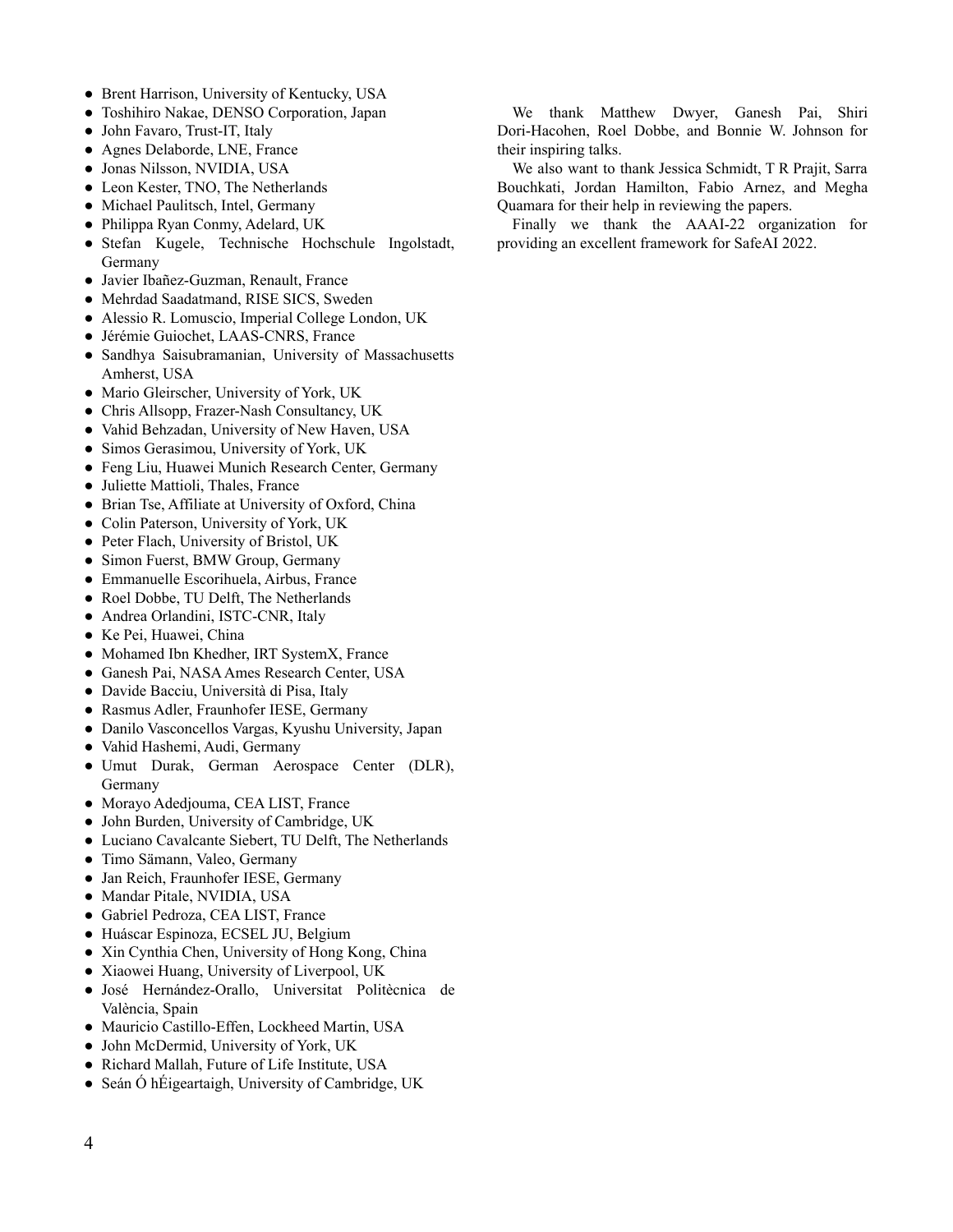- Brent Harrison, University of Kentucky, USA
- Toshihiro Nakae, DENSO Corporation, Japan
- John Favaro, Trust-IT, Italy
- Agnes Delaborde, LNE, France
- Jonas Nilsson, NVIDIA, USA
- Leon Kester, TNO, The Netherlands
- Michael Paulitsch, Intel, Germany
- Philippa Ryan Conmy, Adelard, UK
- Stefan Kugele, Technische Hochschule Ingolstadt, Germany
- Javier Ibañez-Guzman, Renault, France
- Mehrdad Saadatmand, RISE SICS, Sweden
- Alessio R. Lomuscio, Imperial College London, UK
- Jérémie Guiochet, LAAS-CNRS, France
- Sandhya Saisubramanian, University of Massachusetts Amherst, USA
- Mario Gleirscher, University of York, UK
- Chris Allsopp, Frazer-Nash Consultancy, UK
- Vahid Behzadan, University of New Haven, USA
- Simos Gerasimou, University of York, UK
- Feng Liu, Huawei Munich Research Center, Germany
- Juliette Mattioli, Thales, France
- Brian Tse, Affiliate at University of Oxford, China
- Colin Paterson, University of York, UK
- Peter Flach, University of Bristol, UK
- Simon Fuerst, BMW Group, Germany
- Emmanuelle Escorihuela, Airbus, France
- Roel Dobbe, TU Delft, The Netherlands
- Andrea Orlandini, ISTC-CNR, Italy
- Ke Pei, Huawei, China
- Mohamed Ibn Khedher, IRT SystemX, France
- Ganesh Pai, NASA Ames Research Center, USA
- Davide Bacciu, Università di Pisa, Italy
- Rasmus Adler, Fraunhofer IESE, Germany
- Danilo Vasconcellos Vargas, Kyushu University, Japan
- Vahid Hashemi, Audi, Germany
- Umut Durak, German Aerospace Center (DLR), Germany
- Morayo Adedjouma, CEA LIST, France
- John Burden, University of Cambridge, UK
- Luciano Cavalcante Siebert, TU Delft, The Netherlands
- Timo Sämann, Valeo, Germany
- Jan Reich, Fraunhofer IESE, Germany
- Mandar Pitale, NVIDIA, USA
- Gabriel Pedroza, CEA LIST, France
- Huáscar Espinoza, ECSEL JU, Belgium
- Xin Cynthia Chen, University of Hong Kong, China
- Xiaowei Huang, University of Liverpool, UK
- José Hernández-Orallo, Universitat Politècnica de València, Spain
- Mauricio Castillo-Effen, Lockheed Martin, USA
- John McDermid, University of York, UK
- Richard Mallah, Future of Life Institute, USA
- Seán Ó hÉigeartaigh, University of Cambridge, UK

We thank Matthew Dwyer, Ganesh Pai, Shiri Dori-Hacohen, Roel Dobbe, and Bonnie W. Johnson for their inspiring talks.

We also want to thank Jessica Schmidt, T R Prajit, Sarra Bouchkati, Jordan Hamilton, Fabio Arnez, and Megha Quamara for their help in reviewing the papers.

Finally we thank the AAAI-22 organization for providing an excellent framework for SafeAI 2022.